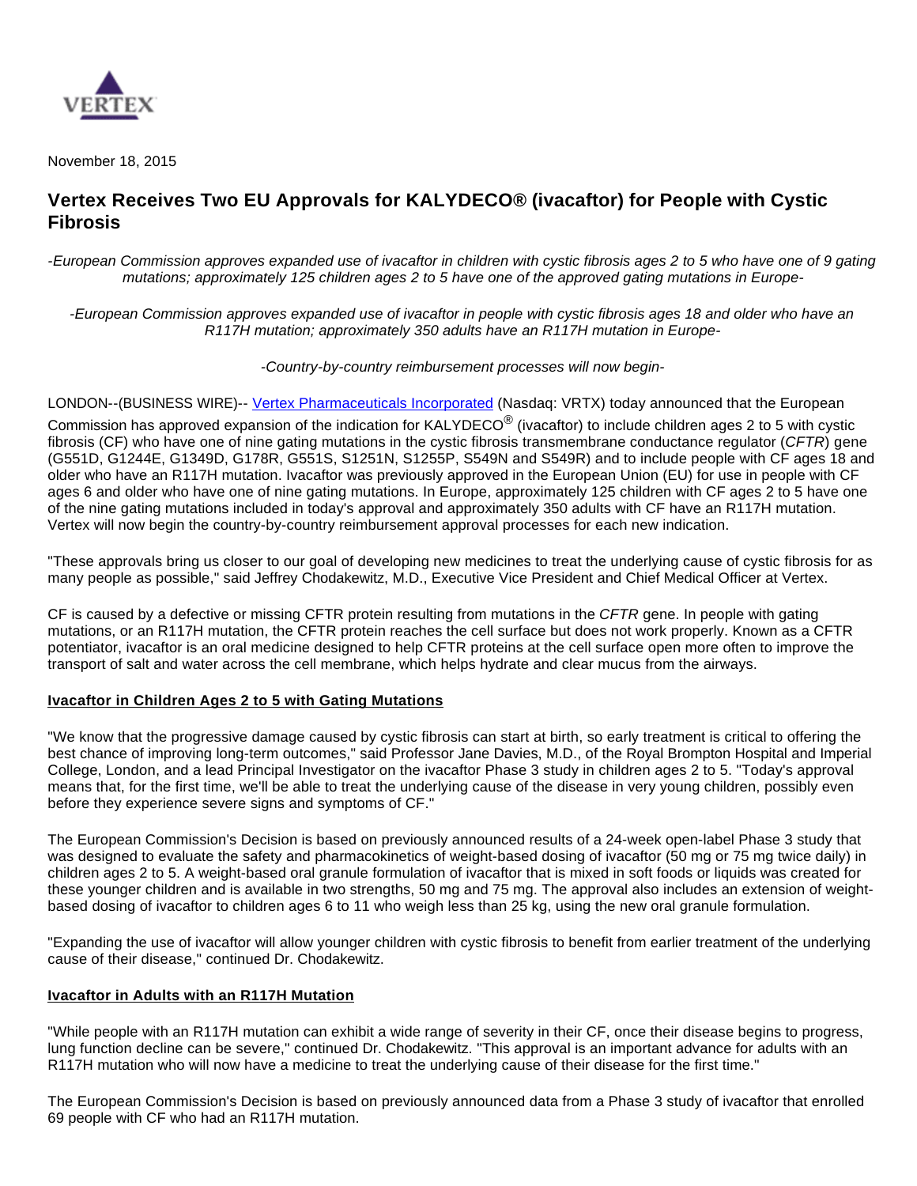VERTEX

November 18, 2015

# Vertex Receives Two EU Approvals for KALYDECO® (ivacaftor) for People with Cystic Fibrosis

*-European Commission approves expanded use of ivacaftor in children with cystic fibrosis ages 2 to 5 who have one of 9 gating mutations; approximately 125 children ages 2 to 5 have one of the approved gating mutations in Europe-*

*-European Commission approves expanded use of ivacaftor in people with cystic fibrosis ages 18 and older who have an R117H mutation; approximately 350 adults have an R117H mutation in Europe-*

*-Country-by-country reimbursement processes will now begin-*

LONDON--(BUSINESS WIRE)-- [Vertex Pharmaceuticals Incorporated](Vertex Pharmaceuticals Incorporated) (Nasdaq: VRTX) today announced that the European Commission has approved expansion of the indication for KALYDECO® (ivacaftor) to include children ages 2 to 5 with cystic fibrosis (CF) who have one of nine gating mutations in the cystic fibrosis transmembrane conductance regulator (*CFTR*) gene (G551D, G1244E, G1349D, G178R, G551S, S1251N, S1255P, S549N and S549R) and to include people with CF ages 18 and older who have an R117H mutation. Ivacaftor was previously approved in the European Union (EU) for use in people with CF ages 6 and older who have one of nine gating mutations. In Europe, approximately 125 children with CF ages 2 to 5 have one of the nine gating mutations included in today's approval and approximately 350 adults with CF have an R117H mutation. Vertex will now begin the country-by-country reimbursement approval processes for each new indication.

"These approvals bring us closer to our goal of developing new medicines to treat the underlying cause of cystic fibrosis for as many people as possible," said Jeffrey Chodakewitz, M.D., Executive Vice President and Chief Medical Officer at Vertex.

CF is caused by a defective or missing CFTR protein resulting from mutations in the *CFTR* gene. In people with gating mutations, or an R117H mutation, the CFTR protein reaches the cell surface but does not work properly. Known as a CFTR potentiator, ivacaftor is an oral medicine designed to help CFTR proteins at the cell surface open more often to improve the transport of salt and water across the cell membrane, which helps hydrate and clear mucus from the airways.

**Ivacaftor in Children Ages 2 to 5 with Gating Mutations**

"We know that the progressive damage caused by cystic fibrosis can start at birth, so early treatment is critical to offering the best chance of improving long-term outcomes," said Professor Jane Davies, M.D., of the Royal Brompton Hospital and Imperial College, London, and a lead Principal Investigator on the ivacaftor Phase 3 study in children ages 2 to 5. "Today's approval means that, for the first time, we'll be able to treat the underlying cause of the disease in very young children, possibly even before they experience severe signs and symptoms of CF."

The European Commission's Decision is based on previously announced results of a 24-week open-label Phase 3 study that was designed to evaluate the safety and pharmacokinetics of weight-based dosing of ivacaftor (50 mg or 75 mg twice daily) in children ages 2 to 5. A weight-based oral granule formulation of ivacaftor that is mixed in soft foods or liquids was created for these younger children and is available in two strengths, 50 mg and 75 mg. The approval also includes an extension of weight-based dosing of ivacaftor to children ages 6 to 11 who weigh less than 25 kg, using the new oral granule formulation.

"Expanding the use of ivacaftor will allow younger children with cystic fibrosis to benefit from earlier treatment of the underlying cause of their disease," continued Dr. Chodakewitz.

**Ivacaftor in Adults with an R117H Mutation**

"While people with an R117H mutation can exhibit a wide range of severity in their CF, once their disease begins to progress, lung function decline can be severe," continued Dr. Chodakewitz. "This approval is an important advance for adults with an R117H mutation who will now have a medicine to treat the underlying cause of their disease for the first time."

The European Commission's Decision is based on previously announced data from a Phase 3 study of ivacaftor that enrolled 69 people with CF who had an R117H mutation.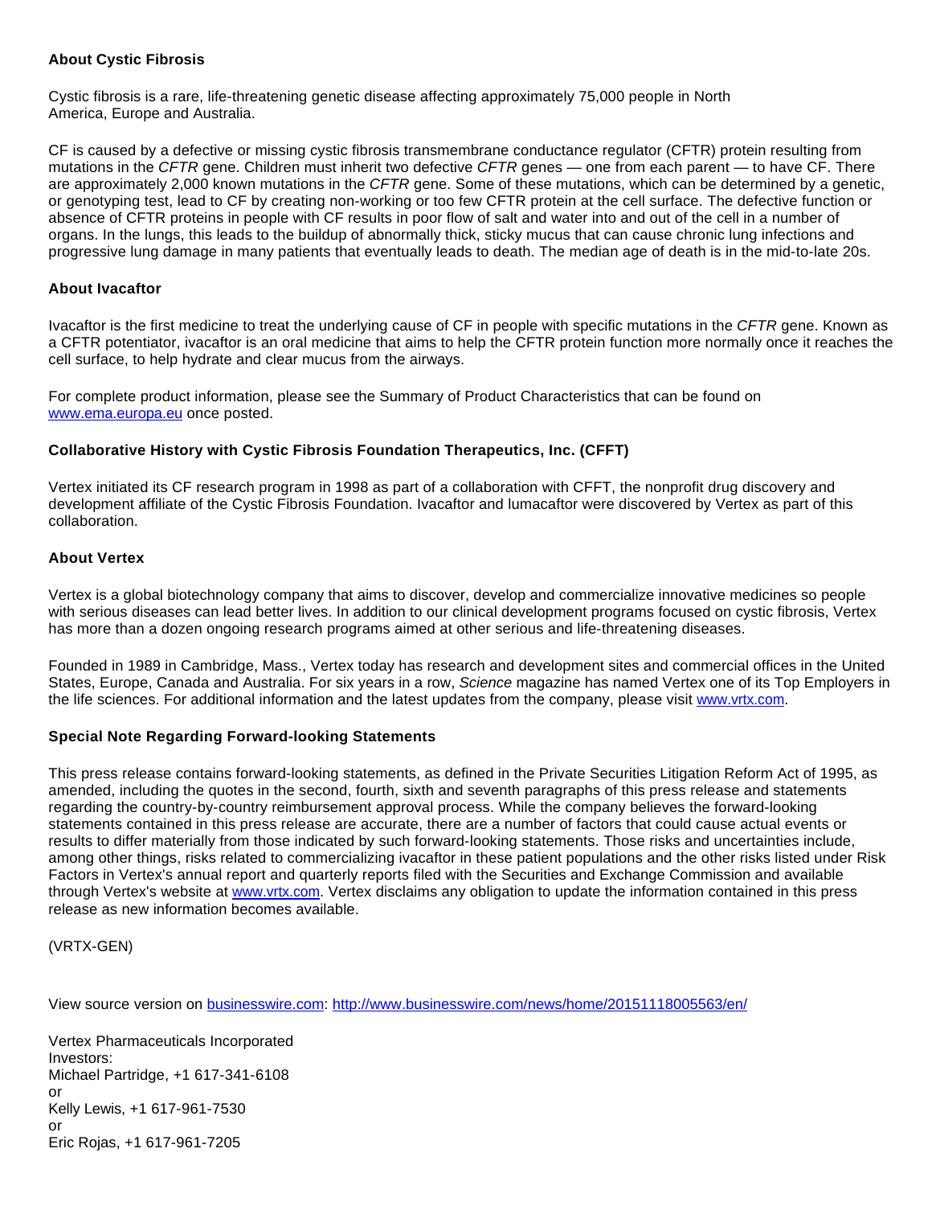**About Cystic Fibrosis**

Cystic fibrosis is a rare, life-threatening genetic disease affecting approximately 75,000 people in North America, Europe and Australia.

CF is caused by a defective or missing cystic fibrosis transmembrane conductance regulator (CFTR) protein resulting from mutations in the *CFTR* gene. Children must inherit two defective *CFTR* genes — one from each parent — to have CF. There are approximately 2,000 known mutations in the *CFTR* gene. Some of these mutations, which can be determined by a genetic, or genotyping test, lead to CF by creating non-working or too few CFTR protein at the cell surface. The defective function or absence of CFTR proteins in people with CF results in poor flow of salt and water into and out of the cell in a number of organs. In the lungs, this leads to the buildup of abnormally thick, sticky mucus that can cause chronic lung infections and progressive lung damage in many patients that eventually leads to death. The median age of death is in the mid-to-late 20s.

**About Ivacaftor**

Ivacaftor is the first medicine to treat the underlying cause of CF in people with specific mutations in the *CFTR* gene. Known as a CFTR potentiator, ivacaftor is an oral medicine that aims to help the CFTR protein function more normally once it reaches the cell surface, to help hydrate and clear mucus from the airways.

For complete product information, please see the Summary of Product Characteristics that can be found on [www.ema.europa.eu](www.ema.europa.eu) once posted.

**Collaborative History with Cystic Fibrosis Foundation Therapeutics, Inc. (CFFT)**

Vertex initiated its CF research program in 1998 as part of a collaboration with CFFT, the nonprofit drug discovery and development affiliate of the Cystic Fibrosis Foundation. Ivacaftor and lumacaftor were discovered by Vertex as part of this collaboration.

**About Vertex**

Vertex is a global biotechnology company that aims to discover, develop and commercialize innovative medicines so people with serious diseases can lead better lives. In addition to our clinical development programs focused on cystic fibrosis, Vertex has more than a dozen ongoing research programs aimed at other serious and life-threatening diseases.

Founded in 1989 in Cambridge, Mass., Vertex today has research and development sites and commercial offices in the United States, Europe, Canada and Australia. For six years in a row, *Science* magazine has named Vertex one of its Top Employers in the life sciences. For additional information and the latest updates from the company, please visit [www.vrtx.com](www.vrtx.com).

**Special Note Regarding Forward-looking Statements**

This press release contains forward-looking statements, as defined in the Private Securities Litigation Reform Act of 1995, as amended, including the quotes in the second, fourth, sixth and seventh paragraphs of this press release and statements regarding the country-by-country reimbursement approval process. While the company believes the forward-looking statements contained in this press release are accurate, there are a number of factors that could cause actual events or results to differ materially from those indicated by such forward-looking statements. Those risks and uncertainties include, among other things, risks related to commercializing ivacaftor in these patient populations and the other risks listed under Risk Factors in Vertex's annual report and quarterly reports filed with the Securities and Exchange Commission and available through Vertex's website at [www.vrtx.com](www.vrtx.com). Vertex disclaims any obligation to update the information contained in this press release as new information becomes available.

(VRTX-GEN)

View source version on [businesswire.com](businesswire.com): [http://www.businesswire.com/news/home/20151118005563/en/](http://www.businesswire.com/news/home/20151118005563/en/)

Vertex Pharmaceuticals Incorporated
Investors:
Michael Partridge, +1 617-341-6108
or
Kelly Lewis, +1 617-961-7530
or
Eric Rojas, +1 617-961-7205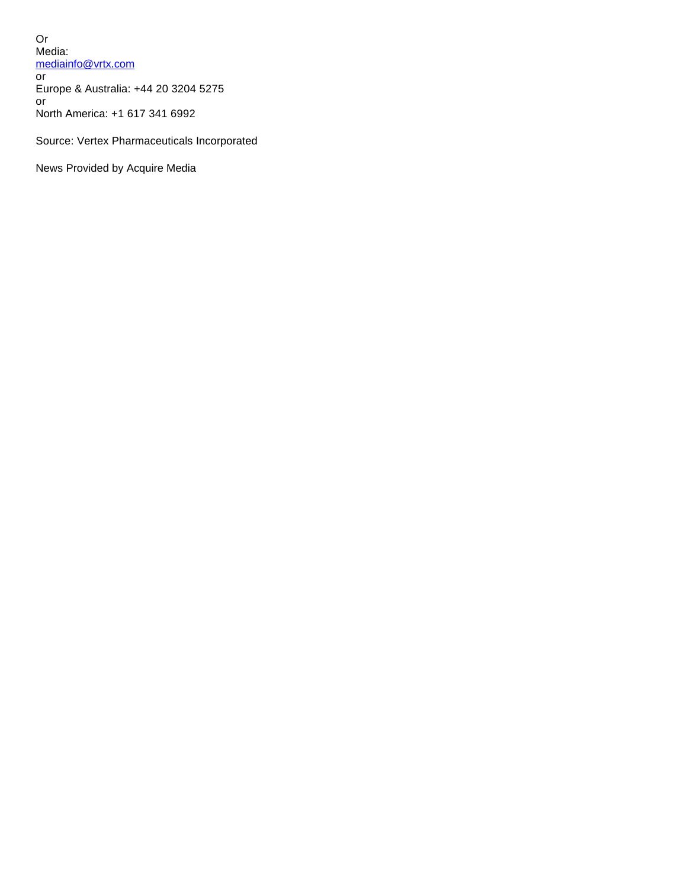Or
Media:
mediainfo@vrtx.com
or
Europe & Australia: +44 20 3204 5275
or
North America: +1 617 341 6992

Source: Vertex Pharmaceuticals Incorporated

News Provided by Acquire Media